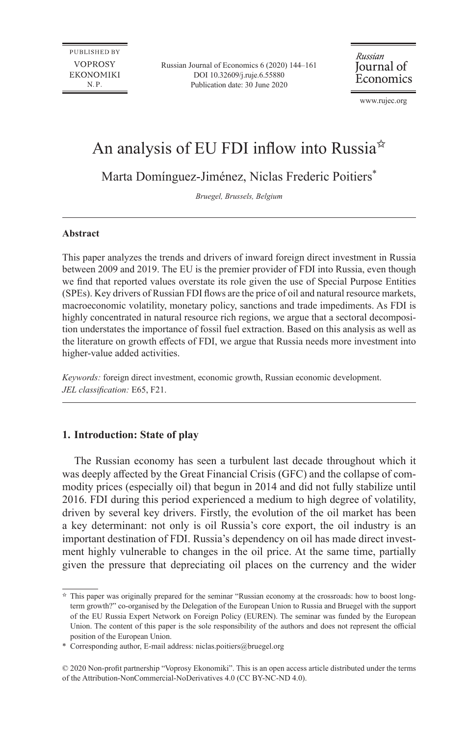# An analysis of EU FDI inflow into Russia[☆]

Marta Domínguez-Jiménez, Niclas Frederic Poitiers[*]

*Bruegel, Brussels, Belgium*

---

**Abstract**

This paper analyzes the trends and drivers of inward foreign direct investment in Russia between 2009 and 2019. The EU is the premier provider of FDI into Russia, even though we find that reported values overstate its role given the use of Special Purpose Entities (SPEs). Key drivers of Russian FDI flows are the price of oil and natural resource markets, macroeconomic volatility, monetary policy, sanctions and trade impediments. As FDI is highly concentrated in natural resource rich regions, we argue that a sectoral decomposition understates the importance of fossil fuel extraction. Based on this analysis as well as the literature on growth effects of FDI, we argue that Russia needs more investment into higher-value added activities.

*Keywords:* foreign direct investment, economic growth, Russian economic development.
*JEL classification:* E65, F21.

---

## 1. Introduction: State of play

The Russian economy has seen a turbulent last decade throughout which it was deeply affected by the Great Financial Crisis (GFC) and the collapse of commodity prices (especially oil) that begun in 2014 and did not fully stabilize until 2016. FDI during this period experienced a medium to high degree of volatility, driven by several key drivers. Firstly, the evolution of the oil market has been a key determinant: not only is oil Russia's core export, the oil industry is an important destination of FDI. Russia's dependency on oil has made direct investment highly vulnerable to changes in the oil price. At the same time, partially given the pressure that depreciating oil places on the currency and the wider

---

[☆] This paper was originally prepared for the seminar "Russian economy at the crossroads: how to boost long-term growth?" co-organised by the Delegation of the European Union to Russia and Bruegel with the support of the EU Russia Expert Network on Foreign Policy (EUREN). The seminar was funded by the European Union. The content of this paper is the sole responsibility of the authors and does not represent the official position of the European Union.

[*] Corresponding author, E-mail address: niclas.poitiers@bruegel.org

© 2020 Non-profit partnership "Voprosy Ekonomiki". This is an open access article distributed under the terms of the Attribution-NonCommercial-NoDerivatives 4.0 (CC BY-NC-ND 4.0).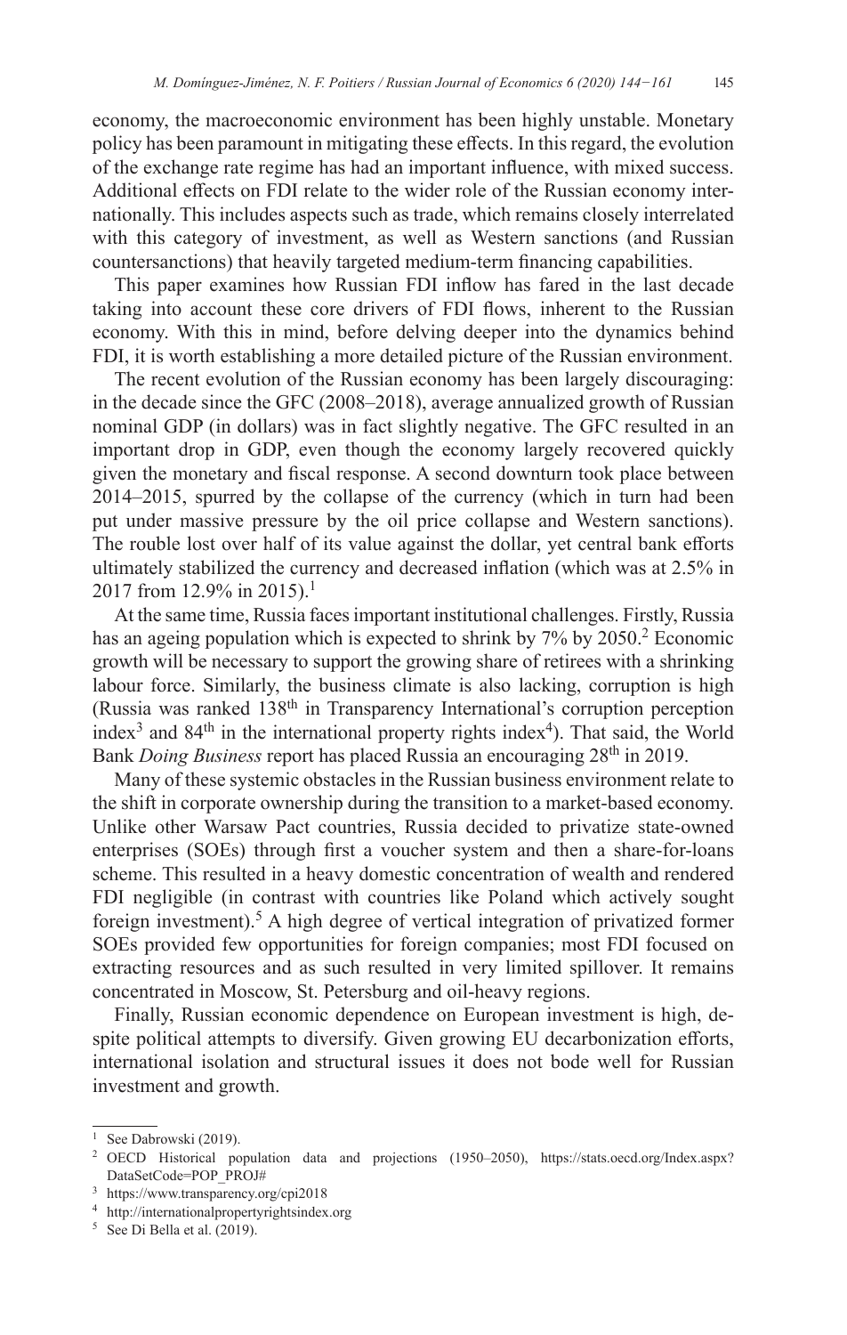economy, the macroeconomic environment has been highly unstable. Monetary policy has been paramount in mitigating these effects. In this regard, the evolution of the exchange rate regime has had an important influence, with mixed success. Additional effects on FDI relate to the wider role of the Russian economy internationally. This includes aspects such as trade, which remains closely interrelated with this category of investment, as well as Western sanctions (and Russian countersanctions) that heavily targeted medium-term financing capabilities.

This paper examines how Russian FDI inflow has fared in the last decade taking into account these core drivers of FDI flows, inherent to the Russian economy. With this in mind, before delving deeper into the dynamics behind FDI, it is worth establishing a more detailed picture of the Russian environment.

The recent evolution of the Russian economy has been largely discouraging: in the decade since the GFC (2008–2018), average annualized growth of Russian nominal GDP (in dollars) was in fact slightly negative. The GFC resulted in an important drop in GDP, even though the economy largely recovered quickly given the monetary and fiscal response. A second downturn took place between 2014–2015, spurred by the collapse of the currency (which in turn had been put under massive pressure by the oil price collapse and Western sanctions). The rouble lost over half of its value against the dollar, yet central bank efforts ultimately stabilized the currency and decreased inflation (which was at 2.5% in 2017 from 12.9% in 2015).[1]

At the same time, Russia faces important institutional challenges. Firstly, Russia has an ageing population which is expected to shrink by 7% by 2050.[2] Economic growth will be necessary to support the growing share of retirees with a shrinking labour force. Similarly, the business climate is also lacking, corruption is high (Russia was ranked 138th in Transparency International's corruption perception index[3] and 84th in the international property rights index[4]). That said, the World Bank *Doing Business* report has placed Russia an encouraging 28th in 2019.

Many of these systemic obstacles in the Russian business environment relate to the shift in corporate ownership during the transition to a market-based economy. Unlike other Warsaw Pact countries, Russia decided to privatize state-owned enterprises (SOEs) through first a voucher system and then a share-for-loans scheme. This resulted in a heavy domestic concentration of wealth and rendered FDI negligible (in contrast with countries like Poland which actively sought foreign investment).[5] A high degree of vertical integration of privatized former SOEs provided few opportunities for foreign companies; most FDI focused on extracting resources and as such resulted in very limited spillover. It remains concentrated in Moscow, St. Petersburg and oil-heavy regions.

Finally, Russian economic dependence on European investment is high, despite political attempts to diversify. Given growing EU decarbonization efforts, international isolation and structural issues it does not bode well for Russian investment and growth.

---

[1] See Dabrowski (2019).

[2] OECD Historical population data and projections (1950–2050), https://stats.oecd.org/Index.aspx?DataSetCode=POP_PROJ#

[3] https://www.transparency.org/cpi2018

[4] http://internationalpropertyrightsindex.org

[5] See Di Bella et al. (2019).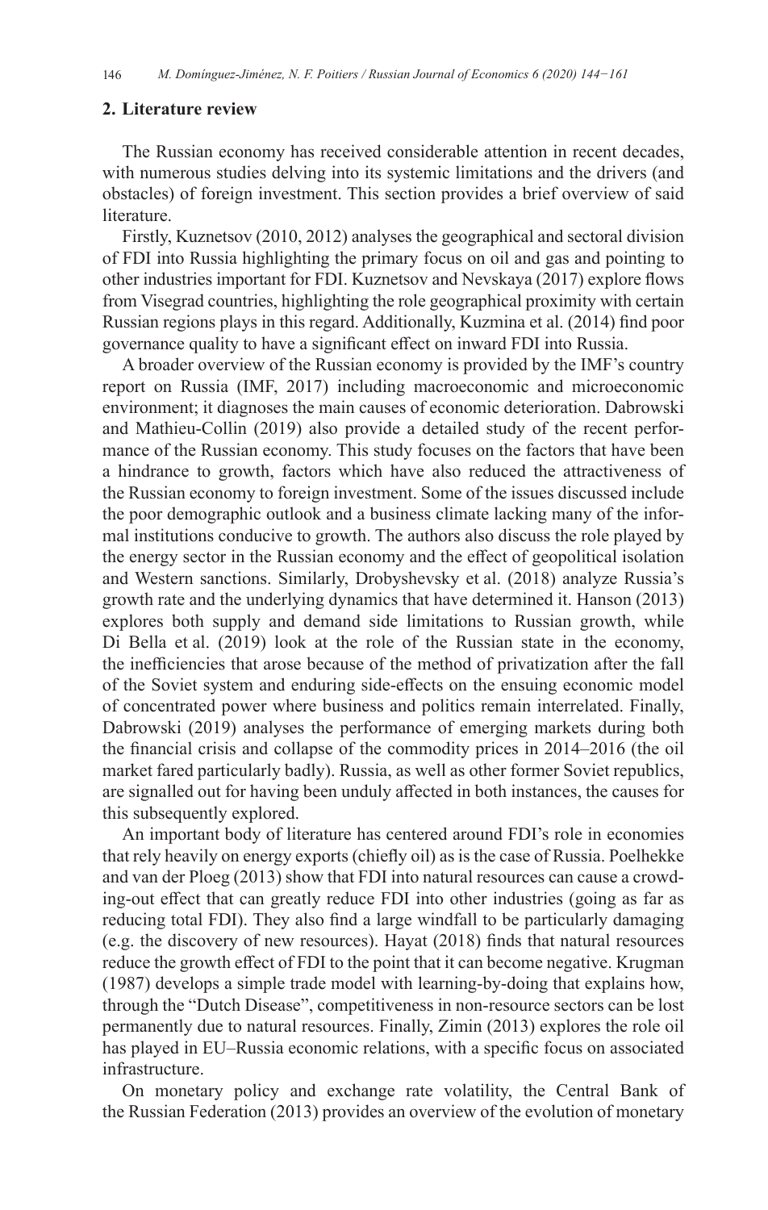## 2. Literature review

The Russian economy has received considerable attention in recent decades, with numerous studies delving into its systemic limitations and the drivers (and obstacles) of foreign investment. This section provides a brief overview of said literature.

Firstly, Kuznetsov (2010, 2012) analyses the geographical and sectoral division of FDI into Russia highlighting the primary focus on oil and gas and pointing to other industries important for FDI. Kuznetsov and Nevskaya (2017) explore flows from Visegrad countries, highlighting the role geographical proximity with certain Russian regions plays in this regard. Additionally, Kuzmina et al. (2014) find poor governance quality to have a significant effect on inward FDI into Russia.

A broader overview of the Russian economy is provided by the IMF's country report on Russia (IMF, 2017) including macroeconomic and microeconomic environment; it diagnoses the main causes of economic deterioration. Dabrowski and Mathieu-Collin (2019) also provide a detailed study of the recent performance of the Russian economy. This study focuses on the factors that have been a hindrance to growth, factors which have also reduced the attractiveness of the Russian economy to foreign investment. Some of the issues discussed include the poor demographic outlook and a business climate lacking many of the informal institutions conducive to growth. The authors also discuss the role played by the energy sector in the Russian economy and the effect of geopolitical isolation and Western sanctions. Similarly, Drobyshevsky et al. (2018) analyze Russia's growth rate and the underlying dynamics that have determined it. Hanson (2013) explores both supply and demand side limitations to Russian growth, while Di Bella et al. (2019) look at the role of the Russian state in the economy, the inefficiencies that arose because of the method of privatization after the fall of the Soviet system and enduring side-effects on the ensuing economic model of concentrated power where business and politics remain interrelated. Finally, Dabrowski (2019) analyses the performance of emerging markets during both the financial crisis and collapse of the commodity prices in 2014–2016 (the oil market fared particularly badly). Russia, as well as other former Soviet republics, are signalled out for having been unduly affected in both instances, the causes for this subsequently explored.

An important body of literature has centered around FDI's role in economies that rely heavily on energy exports (chiefly oil) as is the case of Russia. Poelhekke and van der Ploeg (2013) show that FDI into natural resources can cause a crowding-out effect that can greatly reduce FDI into other industries (going as far as reducing total FDI). They also find a large windfall to be particularly damaging (e.g. the discovery of new resources). Hayat (2018) finds that natural resources reduce the growth effect of FDI to the point that it can become negative. Krugman (1987) develops a simple trade model with learning-by-doing that explains how, through the "Dutch Disease", competitiveness in non-resource sectors can be lost permanently due to natural resources. Finally, Zimin (2013) explores the role oil has played in EU–Russia economic relations, with a specific focus on associated infrastructure.

On monetary policy and exchange rate volatility, the Central Bank of the Russian Federation (2013) provides an overview of the evolution of monetary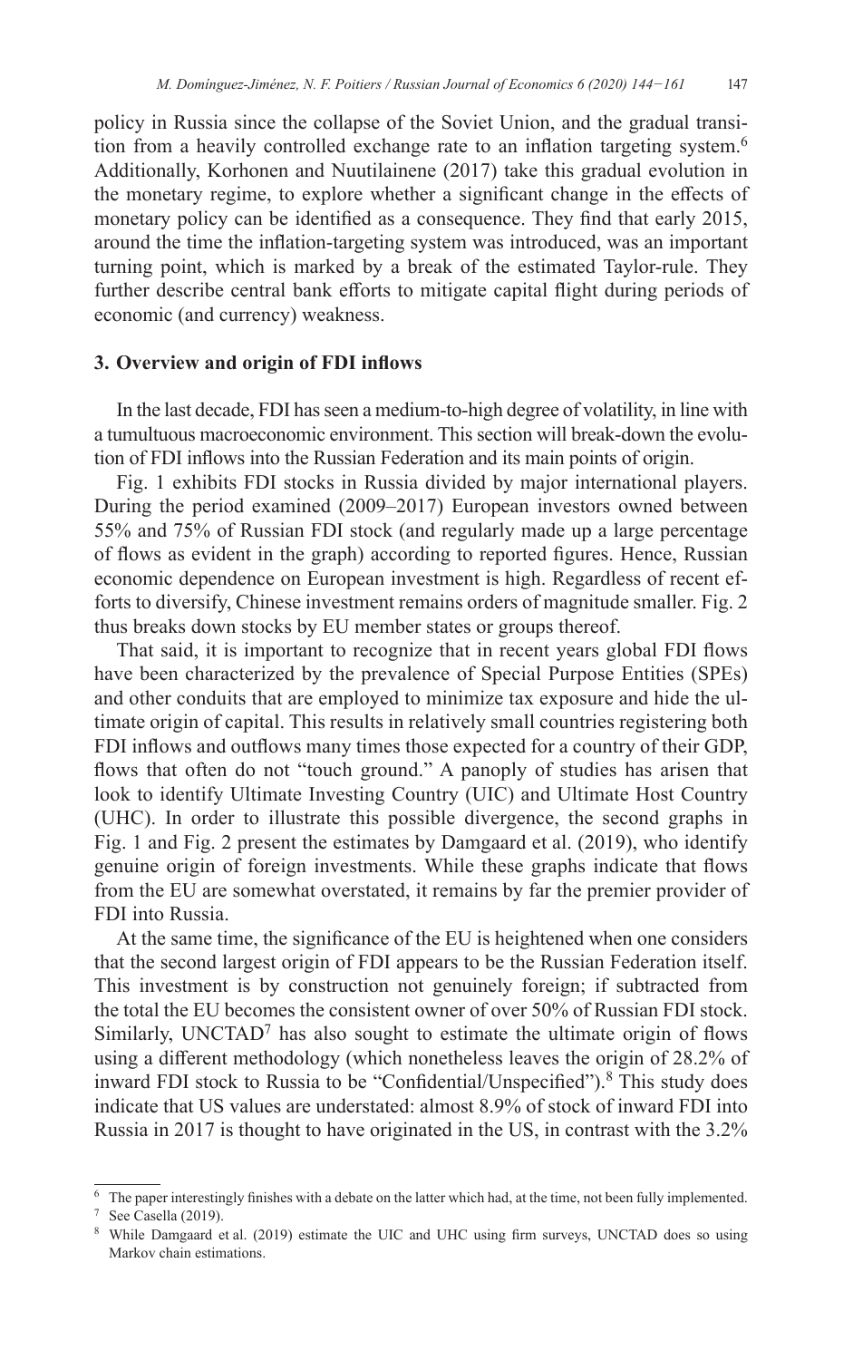policy in Russia since the collapse of the Soviet Union, and the gradual transition from a heavily controlled exchange rate to an inflation targeting system.[6] Additionally, Korhonen and Nuutilainene (2017) take this gradual evolution in the monetary regime, to explore whether a significant change in the effects of monetary policy can be identified as a consequence. They find that early 2015, around the time the inflation-targeting system was introduced, was an important turning point, which is marked by a break of the estimated Taylor-rule. They further describe central bank efforts to mitigate capital flight during periods of economic (and currency) weakness.

## 3. Overview and origin of FDI inflows

In the last decade, FDI has seen a medium-to-high degree of volatility, in line with a tumultuous macroeconomic environment. This section will break-down the evolution of FDI inflows into the Russian Federation and its main points of origin.

Fig. 1 exhibits FDI stocks in Russia divided by major international players. During the period examined (2009–2017) European investors owned between 55% and 75% of Russian FDI stock (and regularly made up a large percentage of flows as evident in the graph) according to reported figures. Hence, Russian economic dependence on European investment is high. Regardless of recent efforts to diversify, Chinese investment remains orders of magnitude smaller. Fig. 2 thus breaks down stocks by EU member states or groups thereof.

That said, it is important to recognize that in recent years global FDI flows have been characterized by the prevalence of Special Purpose Entities (SPEs) and other conduits that are employed to minimize tax exposure and hide the ultimate origin of capital. This results in relatively small countries registering both FDI inflows and outflows many times those expected for a country of their GDP, flows that often do not "touch ground." A panoply of studies has arisen that look to identify Ultimate Investing Country (UIC) and Ultimate Host Country (UHC). In order to illustrate this possible divergence, the second graphs in Fig. 1 and Fig. 2 present the estimates by Damgaard et al. (2019), who identify genuine origin of foreign investments. While these graphs indicate that flows from the EU are somewhat overstated, it remains by far the premier provider of FDI into Russia.

At the same time, the significance of the EU is heightened when one considers that the second largest origin of FDI appears to be the Russian Federation itself. This investment is by construction not genuinely foreign; if subtracted from the total the EU becomes the consistent owner of over 50% of Russian FDI stock. Similarly, UNCTAD[7] has also sought to estimate the ultimate origin of flows using a different methodology (which nonetheless leaves the origin of 28.2% of inward FDI stock to Russia to be "Confidential/Unspecified").[8] This study does indicate that US values are understated: almost 8.9% of stock of inward FDI into Russia in 2017 is thought to have originated in the US, in contrast with the 3.2%

[6] The paper interestingly finishes with a debate on the latter which had, at the time, not been fully implemented.

[7] See Casella (2019).

[8] While Damgaard et al. (2019) estimate the UIC and UHC using firm surveys, UNCTAD does so using Markov chain estimations.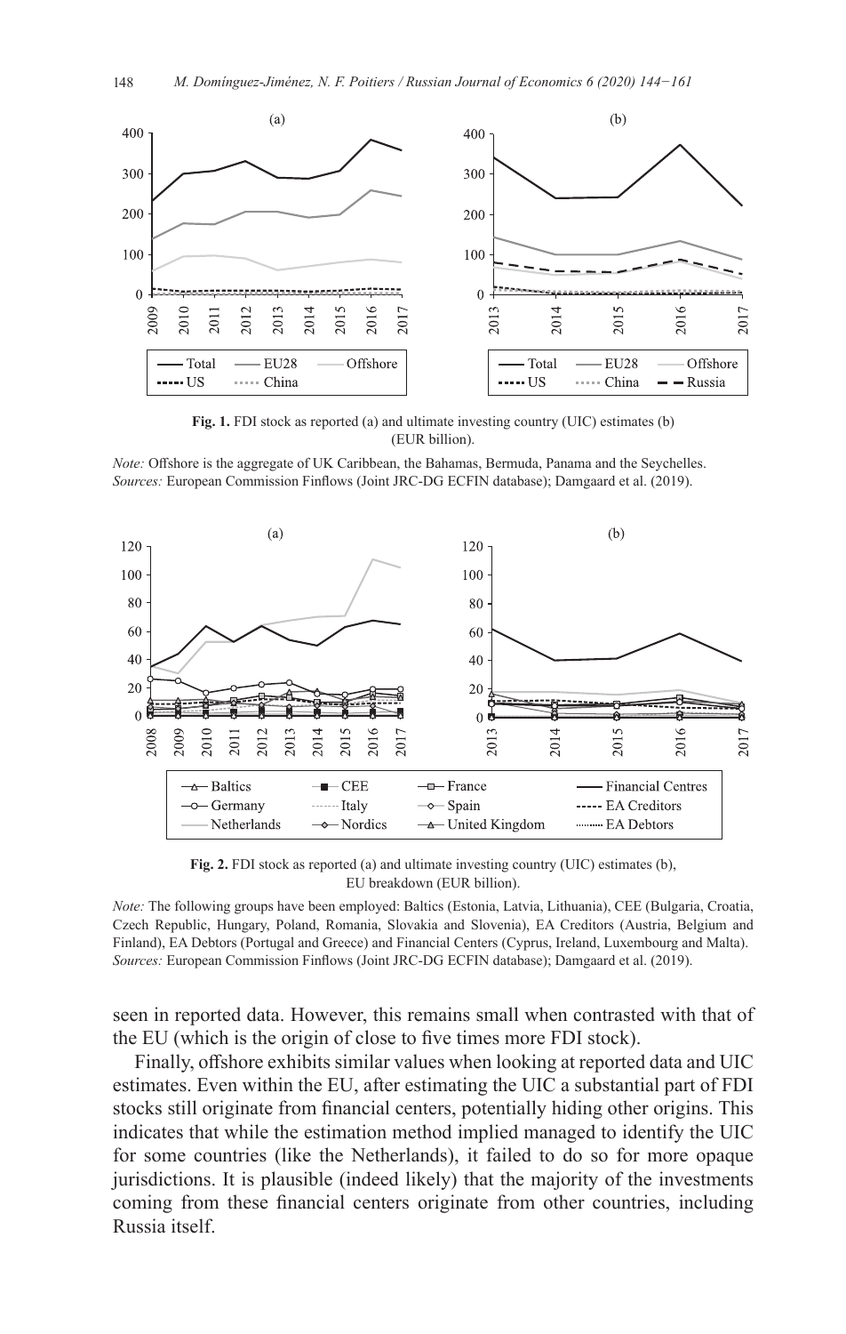**Fig. 1.** FDI stock as reported (a) and ultimate investing country (UIC) estimates (b) (EUR billion).

*Note:* Offshore is the aggregate of UK Caribbean, the Bahamas, Bermuda, Panama and the Seychelles.
*Sources:* European Commission Finflows (Joint JRC-DG ECFIN database); Damgaard et al. (2019).

**Fig. 2.** FDI stock as reported (a) and ultimate investing country (UIC) estimates (b), EU breakdown (EUR billion).

*Note:* The following groups have been employed: Baltics (Estonia, Latvia, Lithuania), CEE (Bulgaria, Croatia, Czech Republic, Hungary, Poland, Romania, Slovakia and Slovenia), EA Creditors (Austria, Belgium and Finland), EA Debtors (Portugal and Greece) and Financial Centers (Cyprus, Ireland, Luxembourg and Malta).
*Sources:* European Commission Finflows (Joint JRC-DG ECFIN database); Damgaard et al. (2019).

seen in reported data. However, this remains small when contrasted with that of the EU (which is the origin of close to five times more FDI stock).

Finally, offshore exhibits similar values when looking at reported data and UIC estimates. Even within the EU, after estimating the UIC a substantial part of FDI stocks still originate from financial centers, potentially hiding other origins. This indicates that while the estimation method implied managed to identify the UIC for some countries (like the Netherlands), it failed to do so for more opaque jurisdictions. It is plausible (indeed likely) that the majority of the investments coming from these financial centers originate from other countries, including Russia itself.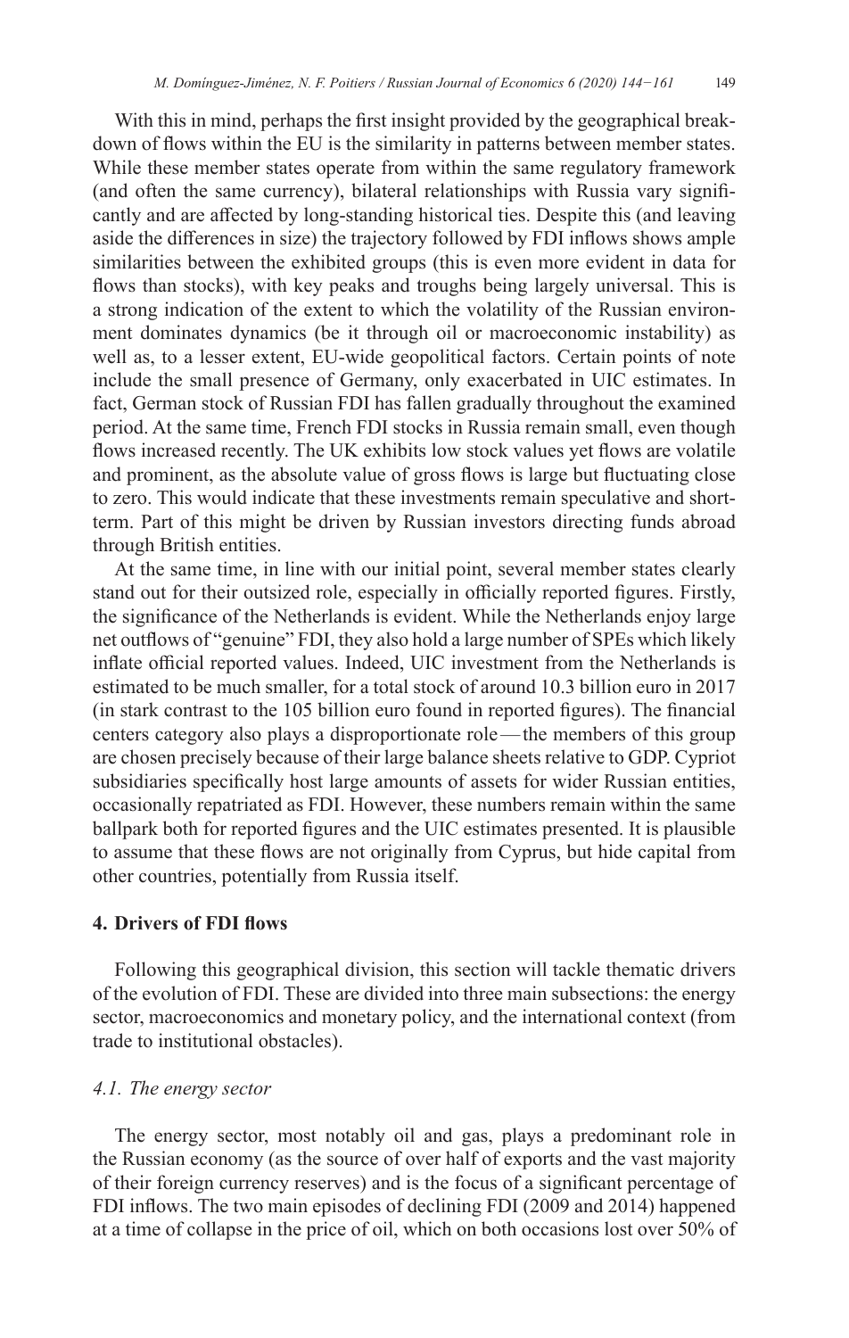With this in mind, perhaps the first insight provided by the geographical breakdown of flows within the EU is the similarity in patterns between member states. While these member states operate from within the same regulatory framework (and often the same currency), bilateral relationships with Russia vary significantly and are affected by long-standing historical ties. Despite this (and leaving aside the differences in size) the trajectory followed by FDI inflows shows ample similarities between the exhibited groups (this is even more evident in data for flows than stocks), with key peaks and troughs being largely universal. This is a strong indication of the extent to which the volatility of the Russian environment dominates dynamics (be it through oil or macroeconomic instability) as well as, to a lesser extent, EU-wide geopolitical factors. Certain points of note include the small presence of Germany, only exacerbated in UIC estimates. In fact, German stock of Russian FDI has fallen gradually throughout the examined period. At the same time, French FDI stocks in Russia remain small, even though flows increased recently. The UK exhibits low stock values yet flows are volatile and prominent, as the absolute value of gross flows is large but fluctuating close to zero. This would indicate that these investments remain speculative and short-term. Part of this might be driven by Russian investors directing funds abroad through British entities.

At the same time, in line with our initial point, several member states clearly stand out for their outsized role, especially in officially reported figures. Firstly, the significance of the Netherlands is evident. While the Netherlands enjoy large net outflows of "genuine" FDI, they also hold a large number of SPEs which likely inflate official reported values. Indeed, UIC investment from the Netherlands is estimated to be much smaller, for a total stock of around 10.3 billion euro in 2017 (in stark contrast to the 105 billion euro found in reported figures). The financial centers category also plays a disproportionate role — the members of this group are chosen precisely because of their large balance sheets relative to GDP. Cypriot subsidiaries specifically host large amounts of assets for wider Russian entities, occasionally repatriated as FDI. However, these numbers remain within the same ballpark both for reported figures and the UIC estimates presented. It is plausible to assume that these flows are not originally from Cyprus, but hide capital from other countries, potentially from Russia itself.

## 4. Drivers of FDI flows

Following this geographical division, this section will tackle thematic drivers of the evolution of FDI. These are divided into three main subsections: the energy sector, macroeconomics and monetary policy, and the international context (from trade to institutional obstacles).

### *4.1. The energy sector*

The energy sector, most notably oil and gas, plays a predominant role in the Russian economy (as the source of over half of exports and the vast majority of their foreign currency reserves) and is the focus of a significant percentage of FDI inflows. The two main episodes of declining FDI (2009 and 2014) happened at a time of collapse in the price of oil, which on both occasions lost over 50% of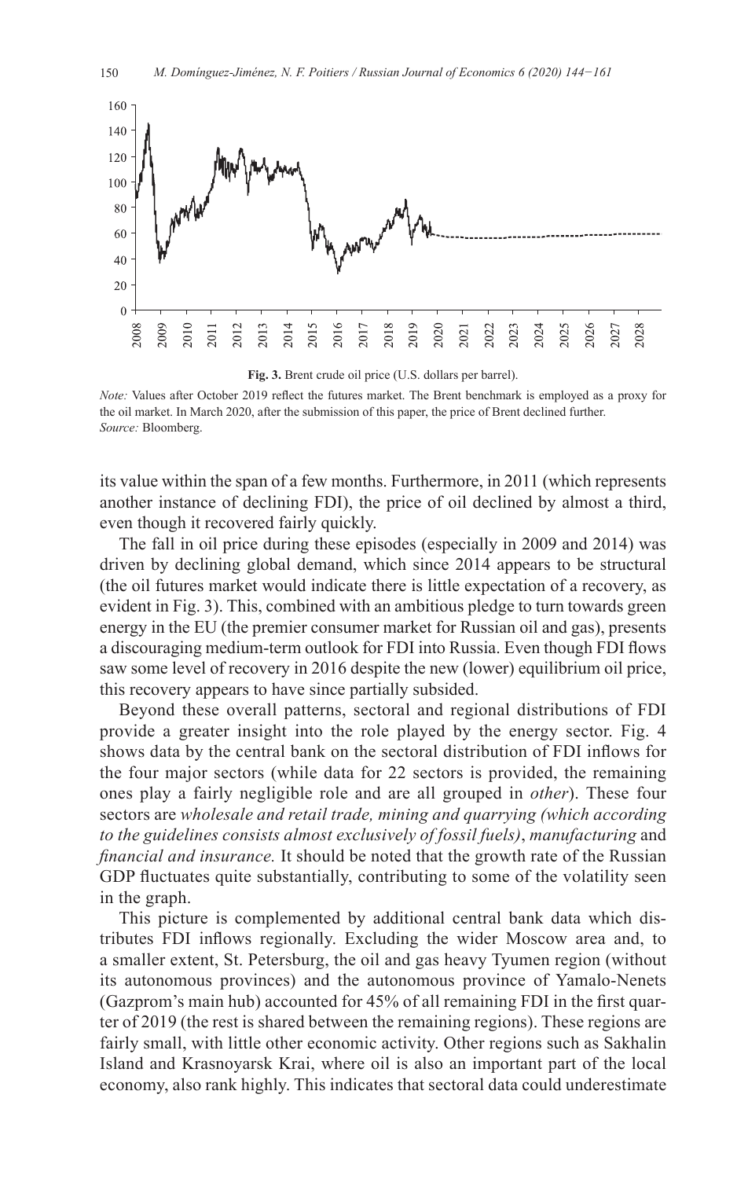**Fig. 3.** Brent crude oil price (U.S. dollars per barrel).

*Note:* Values after October 2019 reflect the futures market. The Brent benchmark is employed as a proxy for the oil market. In March 2020, after the submission of this paper, the price of Brent declined further.
*Source:* Bloomberg.

its value within the span of a few months. Furthermore, in 2011 (which represents another instance of declining FDI), the price of oil declined by almost a third, even though it recovered fairly quickly.

The fall in oil price during these episodes (especially in 2009 and 2014) was driven by declining global demand, which since 2014 appears to be structural (the oil futures market would indicate there is little expectation of a recovery, as evident in Fig. 3). This, combined with an ambitious pledge to turn towards green energy in the EU (the premier consumer market for Russian oil and gas), presents a discouraging medium-term outlook for FDI into Russia. Even though FDI flows saw some level of recovery in 2016 despite the new (lower) equilibrium oil price, this recovery appears to have since partially subsided.

Beyond these overall patterns, sectoral and regional distributions of FDI provide a greater insight into the role played by the energy sector. Fig. 4 shows data by the central bank on the sectoral distribution of FDI inflows for the four major sectors (while data for 22 sectors is provided, the remaining ones play a fairly negligible role and are all grouped in *other*). These four sectors are *wholesale and retail trade, mining and quarrying (which according to the guidelines consists almost exclusively of fossil fuels)*, *manufacturing* and *financial and insurance.* It should be noted that the growth rate of the Russian GDP fluctuates quite substantially, contributing to some of the volatility seen in the graph.

This picture is complemented by additional central bank data which distributes FDI inflows regionally. Excluding the wider Moscow area and, to a smaller extent, St. Petersburg, the oil and gas heavy Tyumen region (without its autonomous provinces) and the autonomous province of Yamalo-Nenets (Gazprom's main hub) accounted for 45% of all remaining FDI in the first quarter of 2019 (the rest is shared between the remaining regions). These regions are fairly small, with little other economic activity. Other regions such as Sakhalin Island and Krasnoyarsk Krai, where oil is also an important part of the local economy, also rank highly. This indicates that sectoral data could underestimate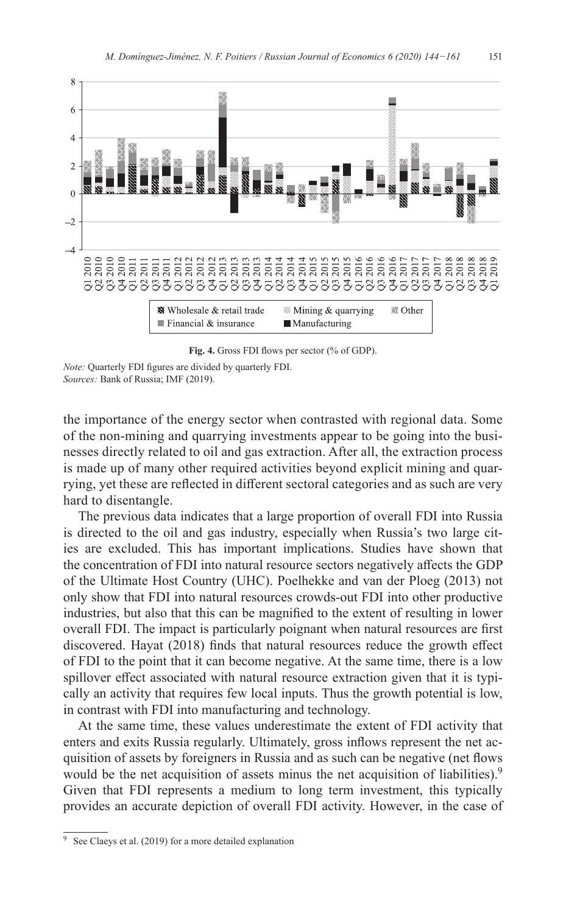**Fig. 4.** Gross FDI flows per sector (% of GDP).

*Note:* Quarterly FDI figures are divided by quarterly FDI.
*Sources:* Bank of Russia; IMF (2019).

the importance of the energy sector when contrasted with regional data. Some of the non-mining and quarrying investments appear to be going into the businesses directly related to oil and gas extraction. After all, the extraction process is made up of many other required activities beyond explicit mining and quarrying, yet these are reflected in different sectoral categories and as such are very hard to disentangle.

The previous data indicates that a large proportion of overall FDI into Russia is directed to the oil and gas industry, especially when Russia's two large cities are excluded. This has important implications. Studies have shown that the concentration of FDI into natural resource sectors negatively affects the GDP of the Ultimate Host Country (UHC). Poelhekke and van der Ploeg (2013) not only show that FDI into natural resources crowds-out FDI into other productive industries, but also that this can be magnified to the extent of resulting in lower overall FDI. The impact is particularly poignant when natural resources are first discovered. Hayat (2018) finds that natural resources reduce the growth effect of FDI to the point that it can become negative. At the same time, there is a low spillover effect associated with natural resource extraction given that it is typically an activity that requires few local inputs. Thus the growth potential is low, in contrast with FDI into manufacturing and technology.

At the same time, these values underestimate the extent of FDI activity that enters and exits Russia regularly. Ultimately, gross inflows represent the net acquisition of assets by foreigners in Russia and as such can be negative (net flows would be the net acquisition of assets minus the net acquisition of liabilities).[9] Given that FDI represents a medium to long term investment, this typically provides an accurate depiction of overall FDI activity. However, in the case of

[9] See Claeys et al. (2019) for a more detailed explanation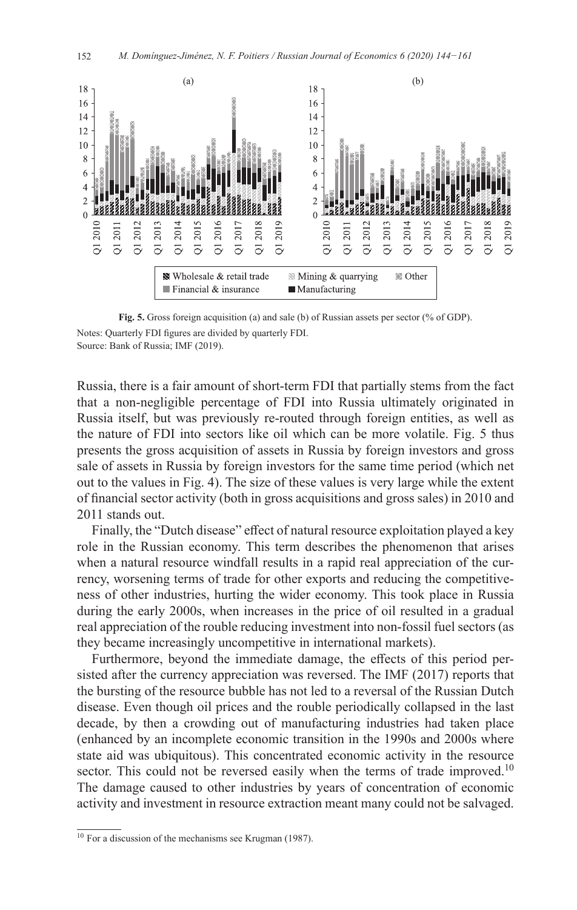**Fig. 5.** Gross foreign acquisition (a) and sale (b) of Russian assets per sector (% of GDP).

Notes: Quarterly FDI figures are divided by quarterly FDI.
Source: Bank of Russia; IMF (2019).

Russia, there is a fair amount of short-term FDI that partially stems from the fact that a non-negligible percentage of FDI into Russia ultimately originated in Russia itself, but was previously re-routed through foreign entities, as well as the nature of FDI into sectors like oil which can be more volatile. Fig. 5 thus presents the gross acquisition of assets in Russia by foreign investors and gross sale of assets in Russia by foreign investors for the same time period (which net out to the values in Fig. 4). The size of these values is very large while the extent of financial sector activity (both in gross acquisitions and gross sales) in 2010 and 2011 stands out.

Finally, the "Dutch disease" effect of natural resource exploitation played a key role in the Russian economy. This term describes the phenomenon that arises when a natural resource windfall results in a rapid real appreciation of the currency, worsening terms of trade for other exports and reducing the competitiveness of other industries, hurting the wider economy. This took place in Russia during the early 2000s, when increases in the price of oil resulted in a gradual real appreciation of the rouble reducing investment into non-fossil fuel sectors (as they became increasingly uncompetitive in international markets).

Furthermore, beyond the immediate damage, the effects of this period persisted after the currency appreciation was reversed. The IMF (2017) reports that the bursting of the resource bubble has not led to a reversal of the Russian Dutch disease. Even though oil prices and the rouble periodically collapsed in the last decade, by then a crowding out of manufacturing industries had taken place (enhanced by an incomplete economic transition in the 1990s and 2000s where state aid was ubiquitous). This concentrated economic activity in the resource sector. This could not be reversed easily when the terms of trade improved.[10] The damage caused to other industries by years of concentration of economic activity and investment in resource extraction meant many could not be salvaged.

[10] For a discussion of the mechanisms see Krugman (1987).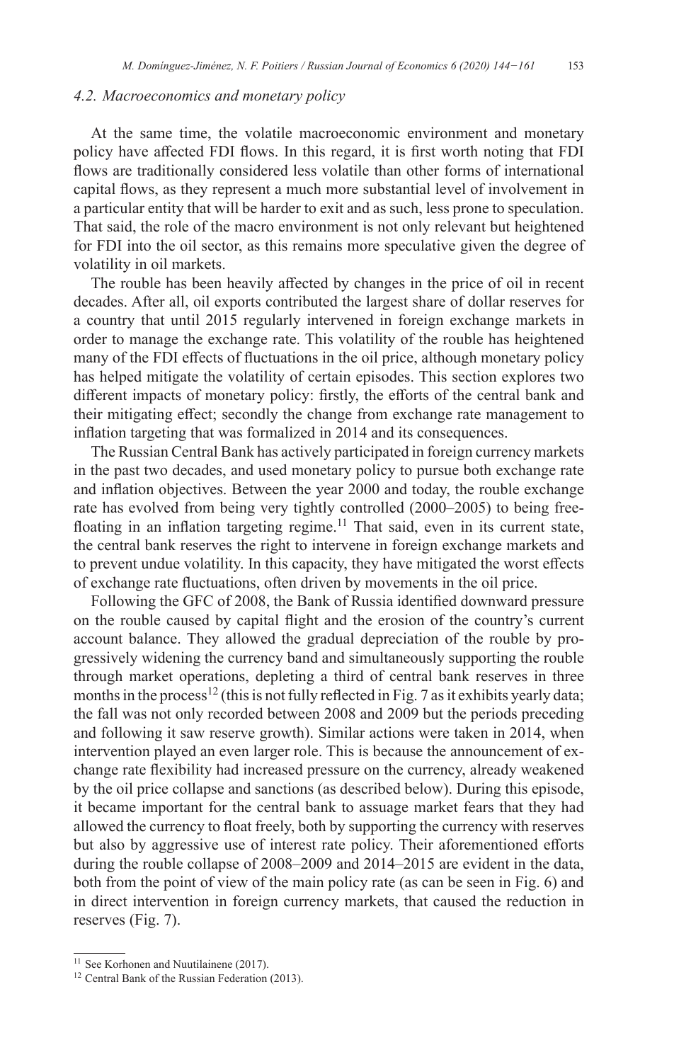### *4.2. Macroeconomics and monetary policy*

At the same time, the volatile macroeconomic environment and monetary policy have affected FDI flows. In this regard, it is first worth noting that FDI flows are traditionally considered less volatile than other forms of international capital flows, as they represent a much more substantial level of involvement in a particular entity that will be harder to exit and as such, less prone to speculation. That said, the role of the macro environment is not only relevant but heightened for FDI into the oil sector, as this remains more speculative given the degree of volatility in oil markets.

The rouble has been heavily affected by changes in the price of oil in recent decades. After all, oil exports contributed the largest share of dollar reserves for a country that until 2015 regularly intervened in foreign exchange markets in order to manage the exchange rate. This volatility of the rouble has heightened many of the FDI effects of fluctuations in the oil price, although monetary policy has helped mitigate the volatility of certain episodes. This section explores two different impacts of monetary policy: firstly, the efforts of the central bank and their mitigating effect; secondly the change from exchange rate management to inflation targeting that was formalized in 2014 and its consequences.

The Russian Central Bank has actively participated in foreign currency markets in the past two decades, and used monetary policy to pursue both exchange rate and inflation objectives. Between the year 2000 and today, the rouble exchange rate has evolved from being very tightly controlled (2000–2005) to being free-floating in an inflation targeting regime.[11] That said, even in its current state, the central bank reserves the right to intervene in foreign exchange markets and to prevent undue volatility. In this capacity, they have mitigated the worst effects of exchange rate fluctuations, often driven by movements in the oil price.

Following the GFC of 2008, the Bank of Russia identified downward pressure on the rouble caused by capital flight and the erosion of the country's current account balance. They allowed the gradual depreciation of the rouble by progressively widening the currency band and simultaneously supporting the rouble through market operations, depleting a third of central bank reserves in three months in the process[12] (this is not fully reflected in Fig. 7 as it exhibits yearly data; the fall was not only recorded between 2008 and 2009 but the periods preceding and following it saw reserve growth). Similar actions were taken in 2014, when intervention played an even larger role. This is because the announcement of exchange rate flexibility had increased pressure on the currency, already weakened by the oil price collapse and sanctions (as described below). During this episode, it became important for the central bank to assuage market fears that they had allowed the currency to float freely, both by supporting the currency with reserves but also by aggressive use of interest rate policy. Their aforementioned efforts during the rouble collapse of 2008–2009 and 2014–2015 are evident in the data, both from the point of view of the main policy rate (as can be seen in Fig. 6) and in direct intervention in foreign currency markets, that caused the reduction in reserves (Fig. 7).

---

[11] See Korhonen and Nuutilainene (2017).

[12] Central Bank of the Russian Federation (2013).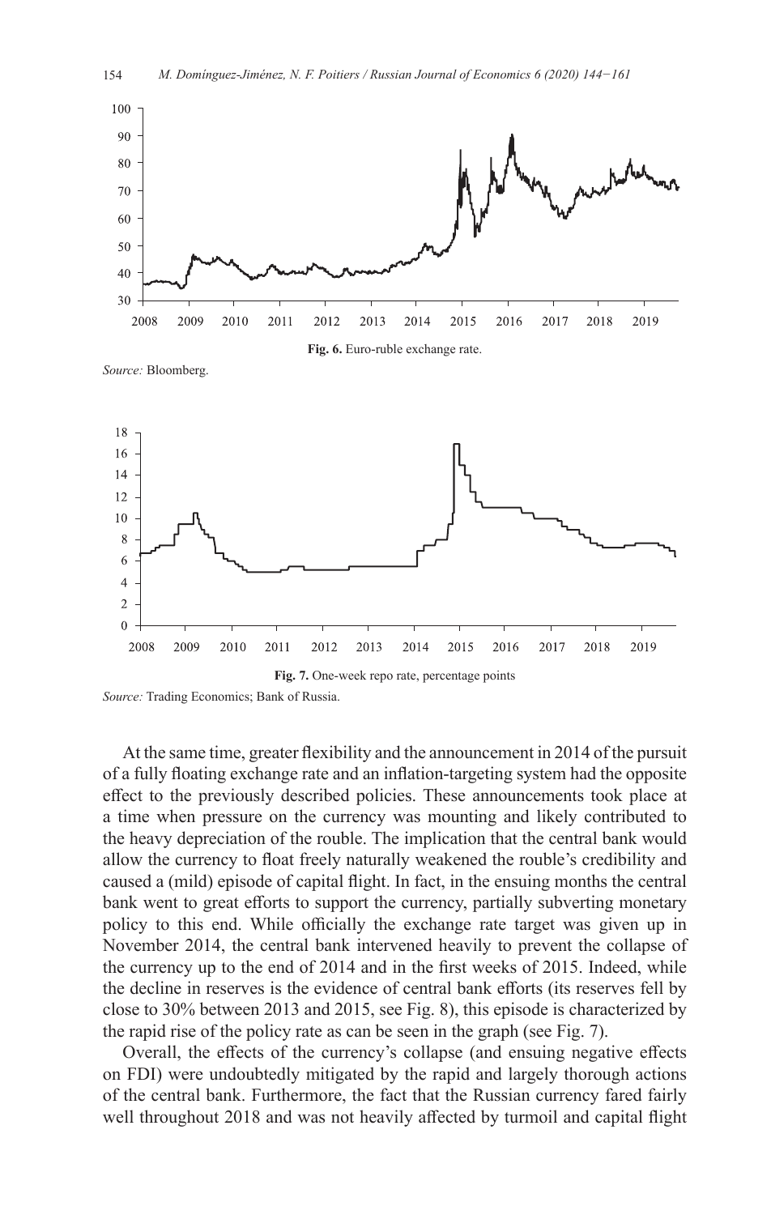**Fig. 6.** Euro-ruble exchange rate.

*Source:* Bloomberg.

**Fig. 7.** One-week repo rate, percentage points

*Source:* Trading Economics; Bank of Russia.

At the same time, greater flexibility and the announcement in 2014 of the pursuit of a fully floating exchange rate and an inflation-targeting system had the opposite effect to the previously described policies. These announcements took place at a time when pressure on the currency was mounting and likely contributed to the heavy depreciation of the rouble. The implication that the central bank would allow the currency to float freely naturally weakened the rouble's credibility and caused a (mild) episode of capital flight. In fact, in the ensuing months the central bank went to great efforts to support the currency, partially subverting monetary policy to this end. While officially the exchange rate target was given up in November 2014, the central bank intervened heavily to prevent the collapse of the currency up to the end of 2014 and in the first weeks of 2015. Indeed, while the decline in reserves is the evidence of central bank efforts (its reserves fell by close to 30% between 2013 and 2015, see Fig. 8), this episode is characterized by the rapid rise of the policy rate as can be seen in the graph (see Fig. 7).

Overall, the effects of the currency's collapse (and ensuing negative effects on FDI) were undoubtedly mitigated by the rapid and largely thorough actions of the central bank. Furthermore, the fact that the Russian currency fared fairly well throughout 2018 and was not heavily affected by turmoil and capital flight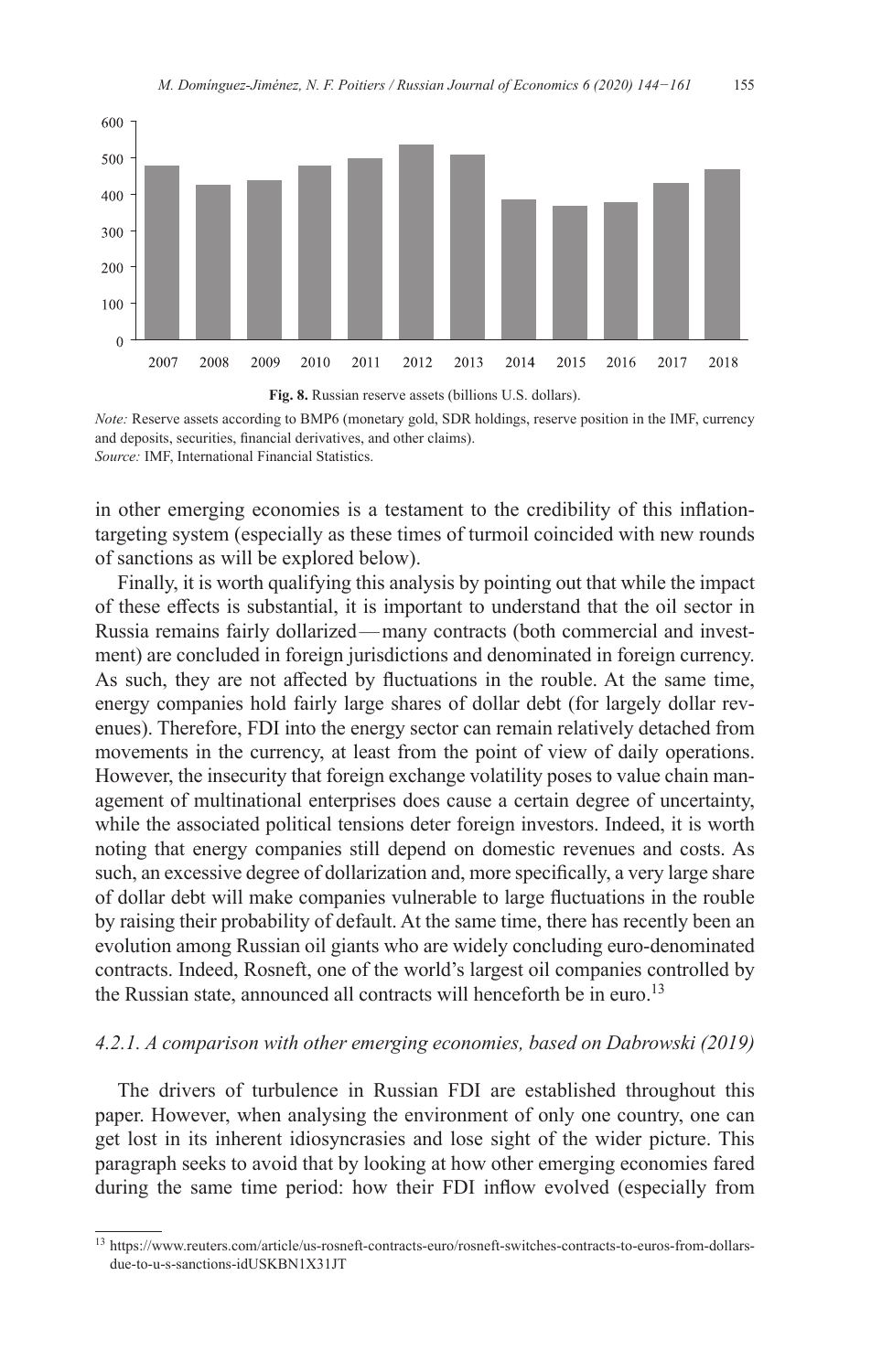**Fig. 8.** Russian reserve assets (billions U.S. dollars).

*Note:* Reserve assets according to BMP6 (monetary gold, SDR holdings, reserve position in the IMF, currency and deposits, securities, financial derivatives, and other claims).
*Source:* IMF, International Financial Statistics.

in other emerging economies is a testament to the credibility of this inflation-targeting system (especially as these times of turmoil coincided with new rounds of sanctions as will be explored below).

Finally, it is worth qualifying this analysis by pointing out that while the impact of these effects is substantial, it is important to understand that the oil sector in Russia remains fairly dollarized — many contracts (both commercial and investment) are concluded in foreign jurisdictions and denominated in foreign currency. As such, they are not affected by fluctuations in the rouble. At the same time, energy companies hold fairly large shares of dollar debt (for largely dollar revenues). Therefore, FDI into the energy sector can remain relatively detached from movements in the currency, at least from the point of view of daily operations. However, the insecurity that foreign exchange volatility poses to value chain management of multinational enterprises does cause a certain degree of uncertainty, while the associated political tensions deter foreign investors. Indeed, it is worth noting that energy companies still depend on domestic revenues and costs. As such, an excessive degree of dollarization and, more specifically, a very large share of dollar debt will make companies vulnerable to large fluctuations in the rouble by raising their probability of default. At the same time, there has recently been an evolution among Russian oil giants who are widely concluding euro-denominated contracts. Indeed, Rosneft, one of the world's largest oil companies controlled by the Russian state, announced all contracts will henceforth be in euro.[13]

#### *4.2.1. A comparison with other emerging economies, based on Dabrowski (2019)*

The drivers of turbulence in Russian FDI are established throughout this paper. However, when analysing the environment of only one country, one can get lost in its inherent idiosyncrasies and lose sight of the wider picture. This paragraph seeks to avoid that by looking at how other emerging economies fared during the same time period: how their FDI inflow evolved (especially from

[13] https://www.reuters.com/article/us-rosneft-contracts-euro/rosneft-switches-contracts-to-euros-from-dollars-due-to-u-s-sanctions-idUSKBN1X31JT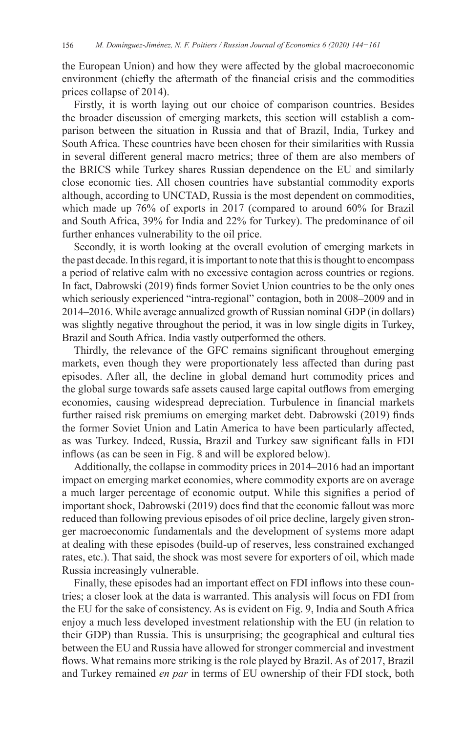the European Union) and how they were affected by the global macroeconomic environment (chiefly the aftermath of the financial crisis and the commodities prices collapse of 2014).

Firstly, it is worth laying out our choice of comparison countries. Besides the broader discussion of emerging markets, this section will establish a comparison between the situation in Russia and that of Brazil, India, Turkey and South Africa. These countries have been chosen for their similarities with Russia in several different general macro metrics; three of them are also members of the BRICS while Turkey shares Russian dependence on the EU and similarly close economic ties. All chosen countries have substantial commodity exports although, according to UNCTAD, Russia is the most dependent on commodities, which made up 76% of exports in 2017 (compared to around 60% for Brazil and South Africa, 39% for India and 22% for Turkey). The predominance of oil further enhances vulnerability to the oil price.

Secondly, it is worth looking at the overall evolution of emerging markets in the past decade. In this regard, it is important to note that this is thought to encompass a period of relative calm with no excessive contagion across countries or regions. In fact, Dabrowski (2019) finds former Soviet Union countries to be the only ones which seriously experienced "intra-regional" contagion, both in 2008–2009 and in 2014–2016. While average annualized growth of Russian nominal GDP (in dollars) was slightly negative throughout the period, it was in low single digits in Turkey, Brazil and South Africa. India vastly outperformed the others.

Thirdly, the relevance of the GFC remains significant throughout emerging markets, even though they were proportionately less affected than during past episodes. After all, the decline in global demand hurt commodity prices and the global surge towards safe assets caused large capital outflows from emerging economies, causing widespread depreciation. Turbulence in financial markets further raised risk premiums on emerging market debt. Dabrowski (2019) finds the former Soviet Union and Latin America to have been particularly affected, as was Turkey. Indeed, Russia, Brazil and Turkey saw significant falls in FDI inflows (as can be seen in Fig. 8 and will be explored below).

Additionally, the collapse in commodity prices in 2014–2016 had an important impact on emerging market economies, where commodity exports are on average a much larger percentage of economic output. While this signifies a period of important shock, Dabrowski (2019) does find that the economic fallout was more reduced than following previous episodes of oil price decline, largely given stronger macroeconomic fundamentals and the development of systems more adapt at dealing with these episodes (build-up of reserves, less constrained exchanged rates, etc.). That said, the shock was most severe for exporters of oil, which made Russia increasingly vulnerable.

Finally, these episodes had an important effect on FDI inflows into these countries; a closer look at the data is warranted. This analysis will focus on FDI from the EU for the sake of consistency. As is evident on Fig. 9, India and South Africa enjoy a much less developed investment relationship with the EU (in relation to their GDP) than Russia. This is unsurprising; the geographical and cultural ties between the EU and Russia have allowed for stronger commercial and investment flows. What remains more striking is the role played by Brazil. As of 2017, Brazil and Turkey remained *en par* in terms of EU ownership of their FDI stock, both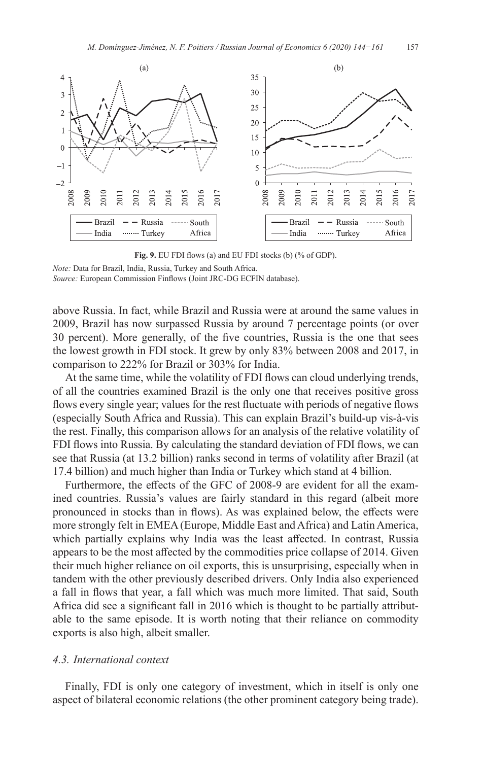**Fig. 9.** EU FDI flows (a) and EU FDI stocks (b) (% of GDP).

*Note:* Data for Brazil, India, Russia, Turkey and South Africa.
*Source:* European Commission Finflows (Joint JRC-DG ECFIN database).

above Russia. In fact, while Brazil and Russia were at around the same values in 2009, Brazil has now surpassed Russia by around 7 percentage points (or over 30 percent). More generally, of the five countries, Russia is the one that sees the lowest growth in FDI stock. It grew by only 83% between 2008 and 2017, in comparison to 222% for Brazil or 303% for India.

At the same time, while the volatility of FDI flows can cloud underlying trends, of all the countries examined Brazil is the only one that receives positive gross flows every single year; values for the rest fluctuate with periods of negative flows (especially South Africa and Russia). This can explain Brazil's build-up vis-à-vis the rest. Finally, this comparison allows for an analysis of the relative volatility of FDI flows into Russia. By calculating the standard deviation of FDI flows, we can see that Russia (at 13.2 billion) ranks second in terms of volatility after Brazil (at 17.4 billion) and much higher than India or Turkey which stand at 4 billion.

Furthermore, the effects of the GFC of 2008-9 are evident for all the examined countries. Russia's values are fairly standard in this regard (albeit more pronounced in stocks than in flows). As was explained below, the effects were more strongly felt in EMEA (Europe, Middle East and Africa) and Latin America, which partially explains why India was the least affected. In contrast, Russia appears to be the most affected by the commodities price collapse of 2014. Given their much higher reliance on oil exports, this is unsurprising, especially when in tandem with the other previously described drivers. Only India also experienced a fall in flows that year, a fall which was much more limited. That said, South Africa did see a significant fall in 2016 which is thought to be partially attributable to the same episode. It is worth noting that their reliance on commodity exports is also high, albeit smaller.

### *4.3. International context*

Finally, FDI is only one category of investment, which in itself is only one aspect of bilateral economic relations (the other prominent category being trade).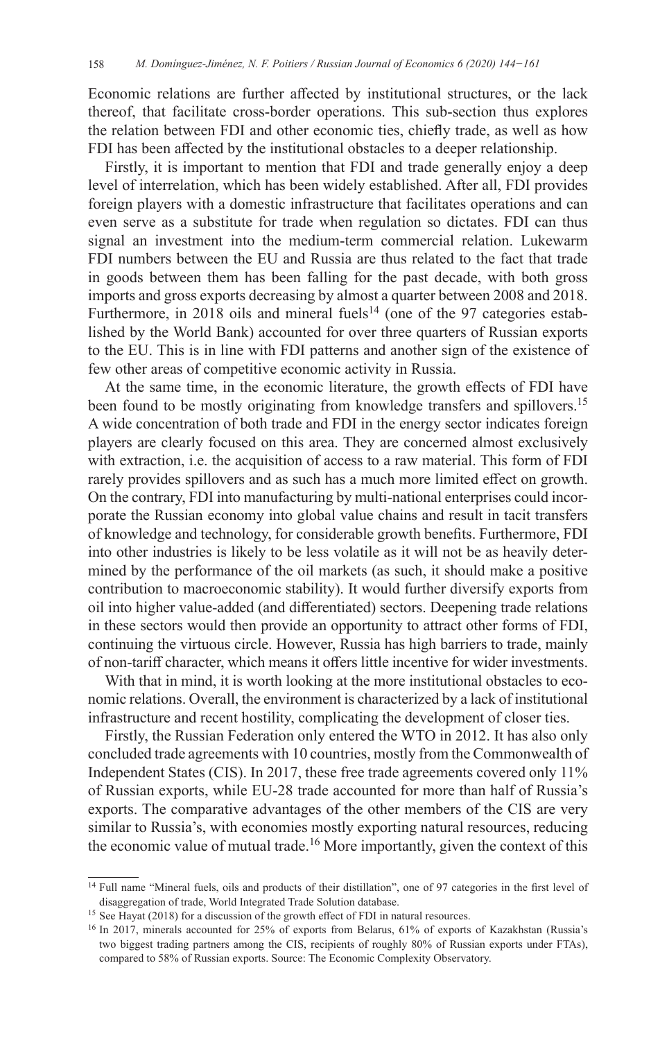Economic relations are further affected by institutional structures, or the lack thereof, that facilitate cross-border operations. This sub-section thus explores the relation between FDI and other economic ties, chiefly trade, as well as how FDI has been affected by the institutional obstacles to a deeper relationship.

Firstly, it is important to mention that FDI and trade generally enjoy a deep level of interrelation, which has been widely established. After all, FDI provides foreign players with a domestic infrastructure that facilitates operations and can even serve as a substitute for trade when regulation so dictates. FDI can thus signal an investment into the medium-term commercial relation. Lukewarm FDI numbers between the EU and Russia are thus related to the fact that trade in goods between them has been falling for the past decade, with both gross imports and gross exports decreasing by almost a quarter between 2008 and 2018. Furthermore, in 2018 oils and mineral fuels[14] (one of the 97 categories established by the World Bank) accounted for over three quarters of Russian exports to the EU. This is in line with FDI patterns and another sign of the existence of few other areas of competitive economic activity in Russia.

At the same time, in the economic literature, the growth effects of FDI have been found to be mostly originating from knowledge transfers and spillovers.[15] A wide concentration of both trade and FDI in the energy sector indicates foreign players are clearly focused on this area. They are concerned almost exclusively with extraction, i.e. the acquisition of access to a raw material. This form of FDI rarely provides spillovers and as such has a much more limited effect on growth. On the contrary, FDI into manufacturing by multi-national enterprises could incorporate the Russian economy into global value chains and result in tacit transfers of knowledge and technology, for considerable growth benefits. Furthermore, FDI into other industries is likely to be less volatile as it will not be as heavily determined by the performance of the oil markets (as such, it should make a positive contribution to macroeconomic stability). It would further diversify exports from oil into higher value-added (and differentiated) sectors. Deepening trade relations in these sectors would then provide an opportunity to attract other forms of FDI, continuing the virtuous circle. However, Russia has high barriers to trade, mainly of non-tariff character, which means it offers little incentive for wider investments.

With that in mind, it is worth looking at the more institutional obstacles to economic relations. Overall, the environment is characterized by a lack of institutional infrastructure and recent hostility, complicating the development of closer ties.

Firstly, the Russian Federation only entered the WTO in 2012. It has also only concluded trade agreements with 10 countries, mostly from the Commonwealth of Independent States (CIS). In 2017, these free trade agreements covered only 11% of Russian exports, while EU-28 trade accounted for more than half of Russia's exports. The comparative advantages of the other members of the CIS are very similar to Russia's, with economies mostly exporting natural resources, reducing the economic value of mutual trade.[16] More importantly, given the context of this

---

[14] Full name "Mineral fuels, oils and products of their distillation", one of 97 categories in the first level of disaggregation of trade, World Integrated Trade Solution database.

[15] See Hayat (2018) for a discussion of the growth effect of FDI in natural resources.

[16] In 2017, minerals accounted for 25% of exports from Belarus, 61% of exports of Kazakhstan (Russia's two biggest trading partners among the CIS, recipients of roughly 80% of Russian exports under FTAs), compared to 58% of Russian exports. Source: The Economic Complexity Observatory.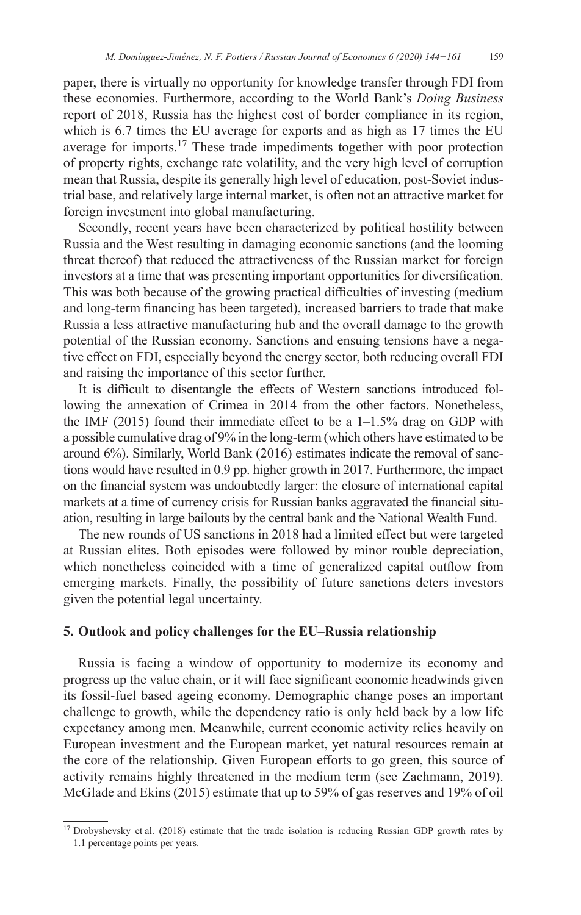paper, there is virtually no opportunity for knowledge transfer through FDI from these economies. Furthermore, according to the World Bank's *Doing Business* report of 2018, Russia has the highest cost of border compliance in its region, which is 6.7 times the EU average for exports and as high as 17 times the EU average for imports.[17] These trade impediments together with poor protection of property rights, exchange rate volatility, and the very high level of corruption mean that Russia, despite its generally high level of education, post-Soviet industrial base, and relatively large internal market, is often not an attractive market for foreign investment into global manufacturing.

Secondly, recent years have been characterized by political hostility between Russia and the West resulting in damaging economic sanctions (and the looming threat thereof) that reduced the attractiveness of the Russian market for foreign investors at a time that was presenting important opportunities for diversification. This was both because of the growing practical difficulties of investing (medium and long-term financing has been targeted), increased barriers to trade that make Russia a less attractive manufacturing hub and the overall damage to the growth potential of the Russian economy. Sanctions and ensuing tensions have a negative effect on FDI, especially beyond the energy sector, both reducing overall FDI and raising the importance of this sector further.

It is difficult to disentangle the effects of Western sanctions introduced following the annexation of Crimea in 2014 from the other factors. Nonetheless, the IMF (2015) found their immediate effect to be a 1–1.5% drag on GDP with a possible cumulative drag of 9% in the long-term (which others have estimated to be around 6%). Similarly, World Bank (2016) estimates indicate the removal of sanctions would have resulted in 0.9 pp. higher growth in 2017. Furthermore, the impact on the financial system was undoubtedly larger: the closure of international capital markets at a time of currency crisis for Russian banks aggravated the financial situation, resulting in large bailouts by the central bank and the National Wealth Fund.

The new rounds of US sanctions in 2018 had a limited effect but were targeted at Russian elites. Both episodes were followed by minor rouble depreciation, which nonetheless coincided with a time of generalized capital outflow from emerging markets. Finally, the possibility of future sanctions deters investors given the potential legal uncertainty.

## 5. Outlook and policy challenges for the EU–Russia relationship

Russia is facing a window of opportunity to modernize its economy and progress up the value chain, or it will face significant economic headwinds given its fossil-fuel based ageing economy. Demographic change poses an important challenge to growth, while the dependency ratio is only held back by a low life expectancy among men. Meanwhile, current economic activity relies heavily on European investment and the European market, yet natural resources remain at the core of the relationship. Given European efforts to go green, this source of activity remains highly threatened in the medium term (see Zachmann, 2019). McGlade and Ekins (2015) estimate that up to 59% of gas reserves and 19% of oil

[17] Drobyshevsky et al. (2018) estimate that the trade isolation is reducing Russian GDP growth rates by 1.1 percentage points per years.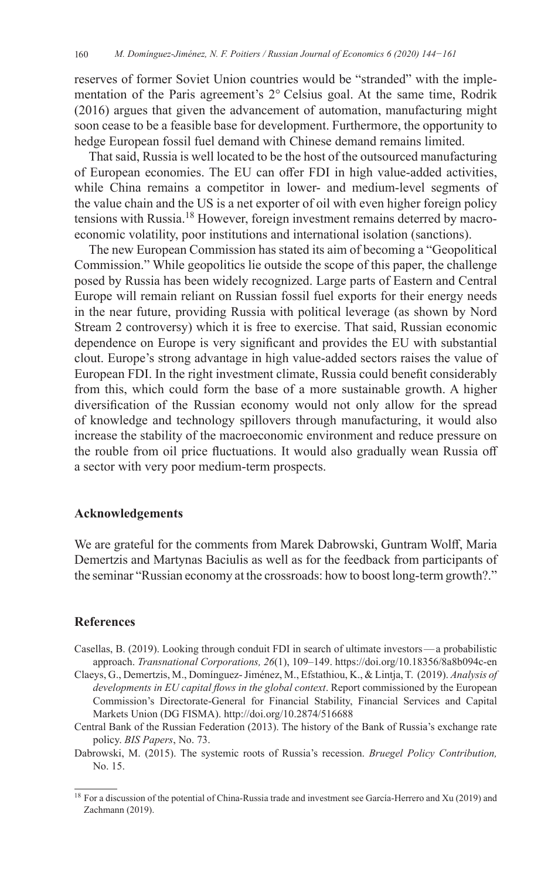reserves of former Soviet Union countries would be "stranded" with the implementation of the Paris agreement's 2° Celsius goal. At the same time, Rodrik (2016) argues that given the advancement of automation, manufacturing might soon cease to be a feasible base for development. Furthermore, the opportunity to hedge European fossil fuel demand with Chinese demand remains limited.

That said, Russia is well located to be the host of the outsourced manufacturing of European economies. The EU can offer FDI in high value-added activities, while China remains a competitor in lower- and medium-level segments of the value chain and the US is a net exporter of oil with even higher foreign policy tensions with Russia.[18] However, foreign investment remains deterred by macroeconomic volatility, poor institutions and international isolation (sanctions).

The new European Commission has stated its aim of becoming a "Geopolitical Commission." While geopolitics lie outside the scope of this paper, the challenge posed by Russia has been widely recognized. Large parts of Eastern and Central Europe will remain reliant on Russian fossil fuel exports for their energy needs in the near future, providing Russia with political leverage (as shown by Nord Stream 2 controversy) which it is free to exercise. That said, Russian economic dependence on Europe is very significant and provides the EU with substantial clout. Europe's strong advantage in high value-added sectors raises the value of European FDI. In the right investment climate, Russia could benefit considerably from this, which could form the base of a more sustainable growth. A higher diversification of the Russian economy would not only allow for the spread of knowledge and technology spillovers through manufacturing, it would also increase the stability of the macroeconomic environment and reduce pressure on the rouble from oil price fluctuations. It would also gradually wean Russia off a sector with very poor medium-term prospects.

## Acknowledgements

We are grateful for the comments from Marek Dabrowski, Guntram Wolff, Maria Demertzis and Martynas Baciulis as well as for the feedback from participants of the seminar "Russian economy at the crossroads: how to boost long-term growth?."

## References

Casellas, B. (2019). Looking through conduit FDI in search of ultimate investors — a probabilistic approach. *Transnational Corporations, 26*(1), 109–149. https://doi.org/10.18356/8a8b094c-en

Claeys, G., Demertzis, M., Domínguez-Jiménez, M., Efstathiou, K., & Lintja, T. (2019). *Analysis of developments in EU capital flows in the global context*. Report commissioned by the European Commission's Directorate-General for Financial Stability, Financial Services and Capital Markets Union (DG FISMA). http://doi.org/10.2874/516688

Central Bank of the Russian Federation (2013). The history of the Bank of Russia's exchange rate policy. *BIS Papers*, No. 73.

Dabrowski, M. (2015). The systemic roots of Russia's recession. *Bruegel Policy Contribution,* No. 15.

[18] For a discussion of the potential of China-Russia trade and investment see García-Herrero and Xu (2019) and Zachmann (2019).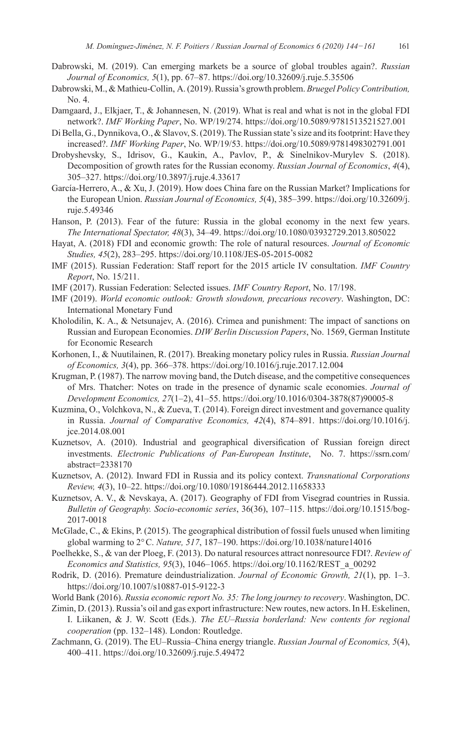Dabrowski, M. (2019). Can emerging markets be a source of global troubles again?. *Russian Journal of Economics, 5*(1), pp. 67–87. https://doi.org/10.32609/j.ruje.5.35506

Dabrowski, M., & Mathieu-Collin, A. (2019). Russia's growth problem. *Bruegel Policy Contribution,* No. 4.

Damgaard, J., Elkjaer, T., & Johannesen, N. (2019). What is real and what is not in the global FDI network?. *IMF Working Paper*, No. WP/19/274. https://doi.org/10.5089/9781513521527.001

Di Bella, G., Dynnikova, O., & Slavov, S. (2019). The Russian state's size and its footprint: Have they increased?. *IMF Working Paper*, No. WP/19/53. https://doi.org/10.5089/9781498302791.001

Drobyshevsky, S., Idrisov, G., Kaukin, A., Pavlov, P., & Sinelnikov-Murylev S. (2018). Decomposition of growth rates for the Russian economy. *Russian Journal of Economics*, *4*(4), 305–327. https://doi.org/10.3897/j.ruje.4.33617

García-Herrero, A., & Xu, J. (2019). How does China fare on the Russian Market? Implications for the European Union. *Russian Journal of Economics, 5*(4), 385–399. https://doi.org/10.32609/j.ruje.5.49346

Hanson, P. (2013). Fear of the future: Russia in the global economy in the next few years. *The International Spectator, 48*(3), 34–49. https://doi.org/10.1080/03932729.2013.805022

Hayat, A. (2018) FDI and economic growth: The role of natural resources. *Journal of Economic Studies, 45*(2), 283–295. https://doi.org/10.1108/JES-05-2015-0082

IMF (2015). Russian Federation: Staff report for the 2015 article IV consultation. *IMF Country Report*, No. 15/211.

IMF (2017). Russian Federation: Selected issues. *IMF Country Report*, No. 17/198.

IMF (2019). *World economic outlook: Growth slowdown, precarious recovery*. Washington, DC: International Monetary Fund

Kholodilin, K. A., & Netsunajev, A. (2016). Crimea and punishment: The impact of sanctions on Russian and European Economies. *DIW Berlin Discussion Papers*, No. 1569, German Institute for Economic Research

Korhonen, I., & Nuutilainen, R. (2017). Breaking monetary policy rules in Russia. *Russian Journal of Economics, 3*(4), pp. 366–378. https://doi.org/10.1016/j.ruje.2017.12.004

Krugman, P. (1987). The narrow moving band, the Dutch disease, and the competitive consequences of Mrs. Thatcher: Notes on trade in the presence of dynamic scale economies. *Journal of Development Economics, 27*(1–2), 41–55. https://doi.org/10.1016/0304-3878(87)90005-8

Kuzmina, O., Volchkova, N., & Zueva, T. (2014). Foreign direct investment and governance quality in Russia. *Journal of Comparative Economics, 42*(4), 874–891. https://doi.org/10.1016/j.jce.2014.08.001

Kuznetsov, A. (2010). Industrial and geographical diversification of Russian foreign direct investments. *Electronic Publications of Pan-European Institute*, No. 7. https://ssrn.com/abstract=2338170

Kuznetsov, A. (2012). Inward FDI in Russia and its policy context. *Transnational Corporations Review, 4*(3), 10–22. https://doi.org/10.1080/19186444.2012.11658333

Kuznetsov, A. V., & Nevskaya, A. (2017). Geography of FDI from Visegrad countries in Russia. *Bulletin of Geography. Socio-economic series*, 36(36), 107–115. https://doi.org/10.1515/bog-2017-0018

McGlade, C., & Ekins, P. (2015). The geographical distribution of fossil fuels unused when limiting global warming to 2° C. *Nature, 517*, 187–190. https://doi.org/10.1038/nature14016

Poelhekke, S., & van der Ploeg, F. (2013). Do natural resources attract nonresource FDI?. *Review of Economics and Statistics, 95*(3), 1046–1065. https://doi.org/10.1162/REST_a_00292

Rodrik, D. (2016). Premature deindustrialization. *Journal of Economic Growth, 21*(1), pp. 1–3. https://doi.org/10.1007/s10887-015-9122-3

World Bank (2016). *Russia economic report No. 35: The long journey to recovery*. Washington, DC.

Zimin, D. (2013). Russia's oil and gas export infrastructure: New routes, new actors. In H. Eskelinen, I. Liikanen, & J. W. Scott (Eds.). *The EU–Russia borderland: New contents for regional cooperation* (pp. 132–148). London: Routledge.

Zachmann, G. (2019). The EU–Russia–China energy triangle. *Russian Journal of Economics, 5*(4), 400–411. https://doi.org/10.32609/j.ruje.5.49472